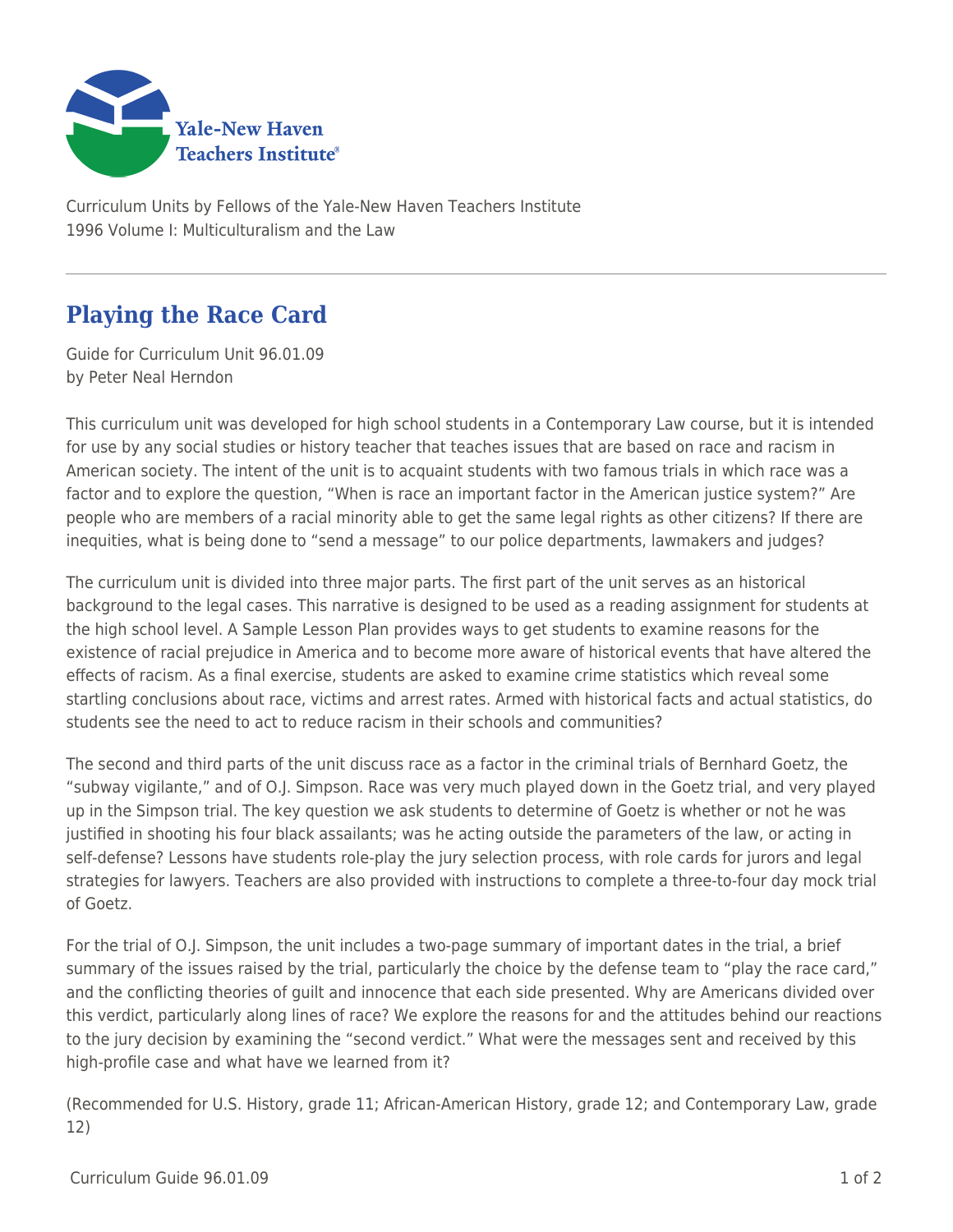Yale-New Haven Teachers Institute

Curriculum Units by Fellows of the Yale-New Haven Teachers Institute
1996 Volume I: Multiculturalism and the Law

# Playing the Race Card

Guide for Curriculum Unit 96.01.09
by Peter Neal Herndon

This curriculum unit was developed for high school students in a Contemporary Law course, but it is intended for use by any social studies or history teacher that teaches issues that are based on race and racism in American society. The intent of the unit is to acquaint students with two famous trials in which race was a factor and to explore the question, "When is race an important factor in the American justice system?" Are people who are members of a racial minority able to get the same legal rights as other citizens? If there are inequities, what is being done to "send a message" to our police departments, lawmakers and judges?

The curriculum unit is divided into three major parts. The first part of the unit serves as an historical background to the legal cases. This narrative is designed to be used as a reading assignment for students at the high school level. A Sample Lesson Plan provides ways to get students to examine reasons for the existence of racial prejudice in America and to become more aware of historical events that have altered the effects of racism. As a final exercise, students are asked to examine crime statistics which reveal some startling conclusions about race, victims and arrest rates. Armed with historical facts and actual statistics, do students see the need to act to reduce racism in their schools and communities?

The second and third parts of the unit discuss race as a factor in the criminal trials of Bernhard Goetz, the "subway vigilante," and of O.J. Simpson. Race was very much played down in the Goetz trial, and very played up in the Simpson trial. The key question we ask students to determine of Goetz is whether or not he was justified in shooting his four black assailants; was he acting outside the parameters of the law, or acting in self-defense? Lessons have students role-play the jury selection process, with role cards for jurors and legal strategies for lawyers. Teachers are also provided with instructions to complete a three-to-four day mock trial of Goetz.

For the trial of O.J. Simpson, the unit includes a two-page summary of important dates in the trial, a brief summary of the issues raised by the trial, particularly the choice by the defense team to "play the race card," and the conflicting theories of guilt and innocence that each side presented. Why are Americans divided over this verdict, particularly along lines of race? We explore the reasons for and the attitudes behind our reactions to the jury decision by examining the "second verdict." What were the messages sent and received by this high-profile case and what have we learned from it?

(Recommended for U.S. History, grade 11; African-American History, grade 12; and Contemporary Law, grade 12)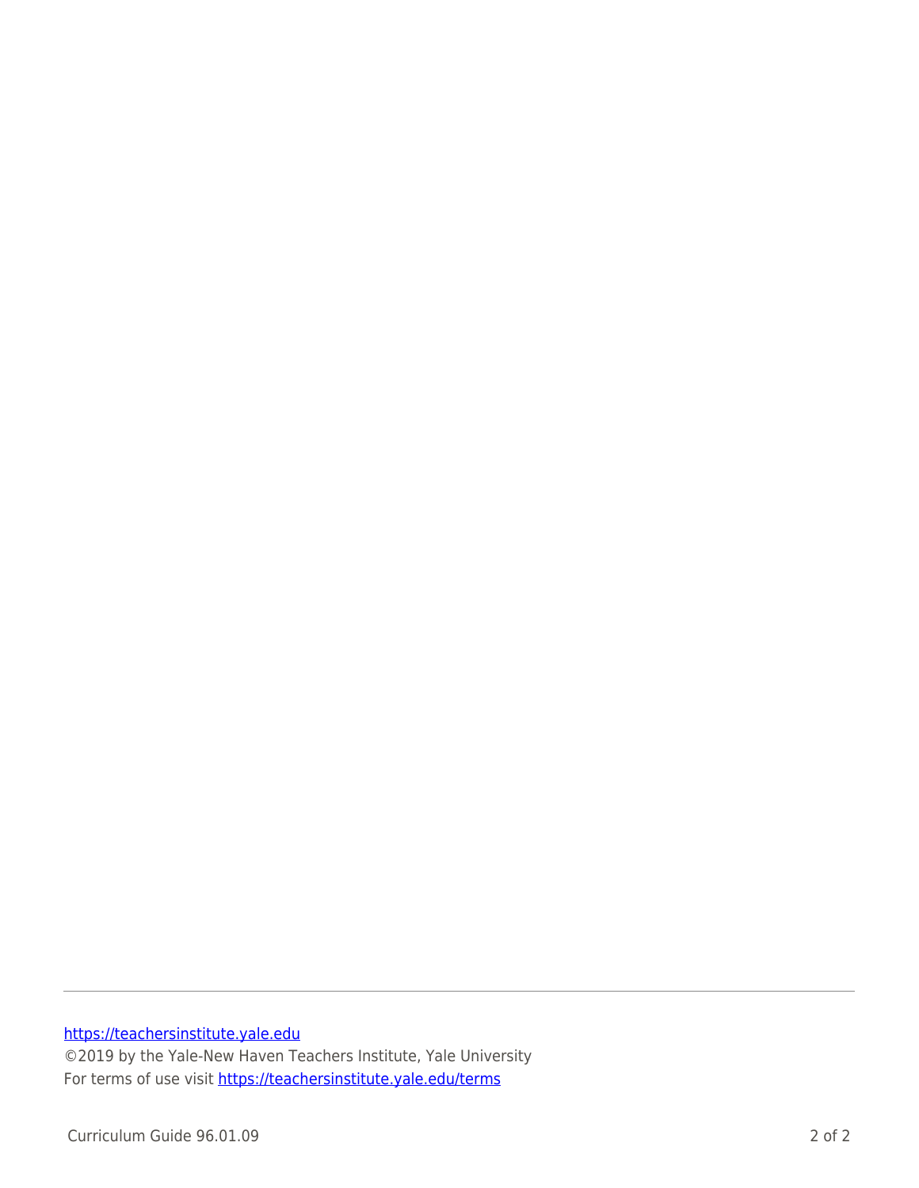https://teachersinstitute.yale.edu

©2019 by the Yale-New Haven Teachers Institute, Yale University

For terms of use visit https://teachersinstitute.yale.edu/terms